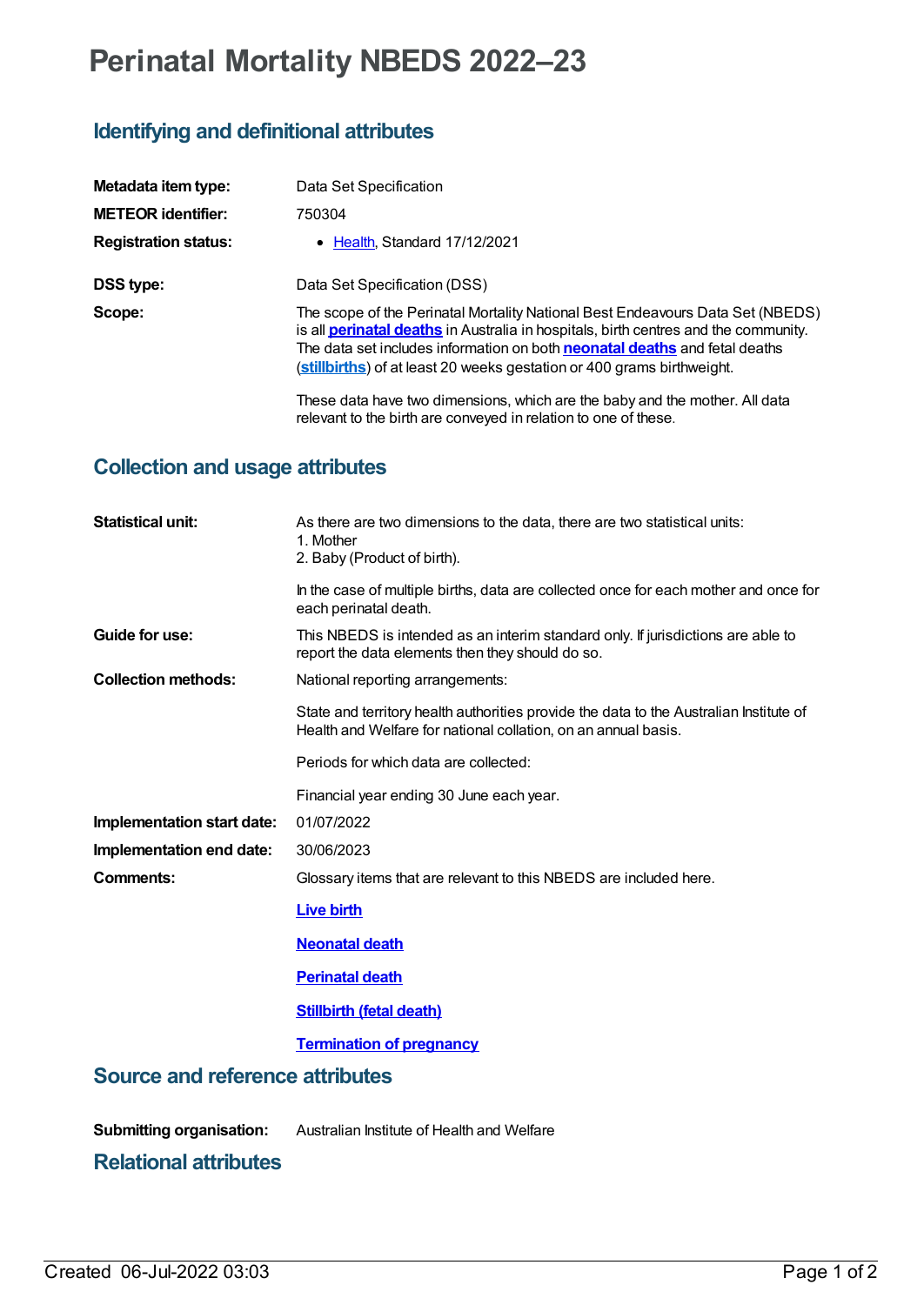# Perinatal Mortality NBEDS 2022–23

## Identifying and definitional attributes

| | |
|---|---|
| **Metadata item type:** | Data Set Specification |
| **METEOR identifier:** | 750304 |
| **Registration status:** | • Health, Standard 17/12/2021 |
| **DSS type:** | Data Set Specification (DSS) |
| **Scope:** | The scope of the Perinatal Mortality National Best Endeavours Data Set (NBEDS) is all **perinatal deaths** in Australia in hospitals, birth centres and the community. The data set includes information on both **neonatal deaths** and fetal deaths (**stillbirths**) of at least 20 weeks gestation or 400 grams birthweight.<br><br>These data have two dimensions, which are the baby and the mother. All data relevant to the birth are conveyed in relation to one of these. |

## Collection and usage attributes

| | |
|---|---|
| **Statistical unit:** | As there are two dimensions to the data, there are two statistical units:<br>1. Mother<br>2. Baby (Product of birth).<br><br>In the case of multiple births, data are collected once for each mother and once for each perinatal death. |
| **Guide for use:** | This NBEDS is intended as an interim standard only. If jurisdictions are able to report the data elements then they should do so. |
| **Collection methods:** | National reporting arrangements:<br><br>State and territory health authorities provide the data to the Australian Institute of Health and Welfare for national collation, on an annual basis.<br><br>Periods for which data are collected:<br><br>Financial year ending 30 June each year. |
| **Implementation start date:** | 01/07/2022 |
| **Implementation end date:** | 30/06/2023 |
| **Comments:** | Glossary items that are relevant to this NBEDS are included here.<br><br>**Live birth**<br><br>**Neonatal death**<br><br>**Perinatal death**<br><br>**Stillbirth (fetal death)**<br><br>**Termination of pregnancy** |

## Source and reference attributes

| | |
|---|---|
| **Submitting organisation:** | Australian Institute of Health and Welfare |

## Relational attributes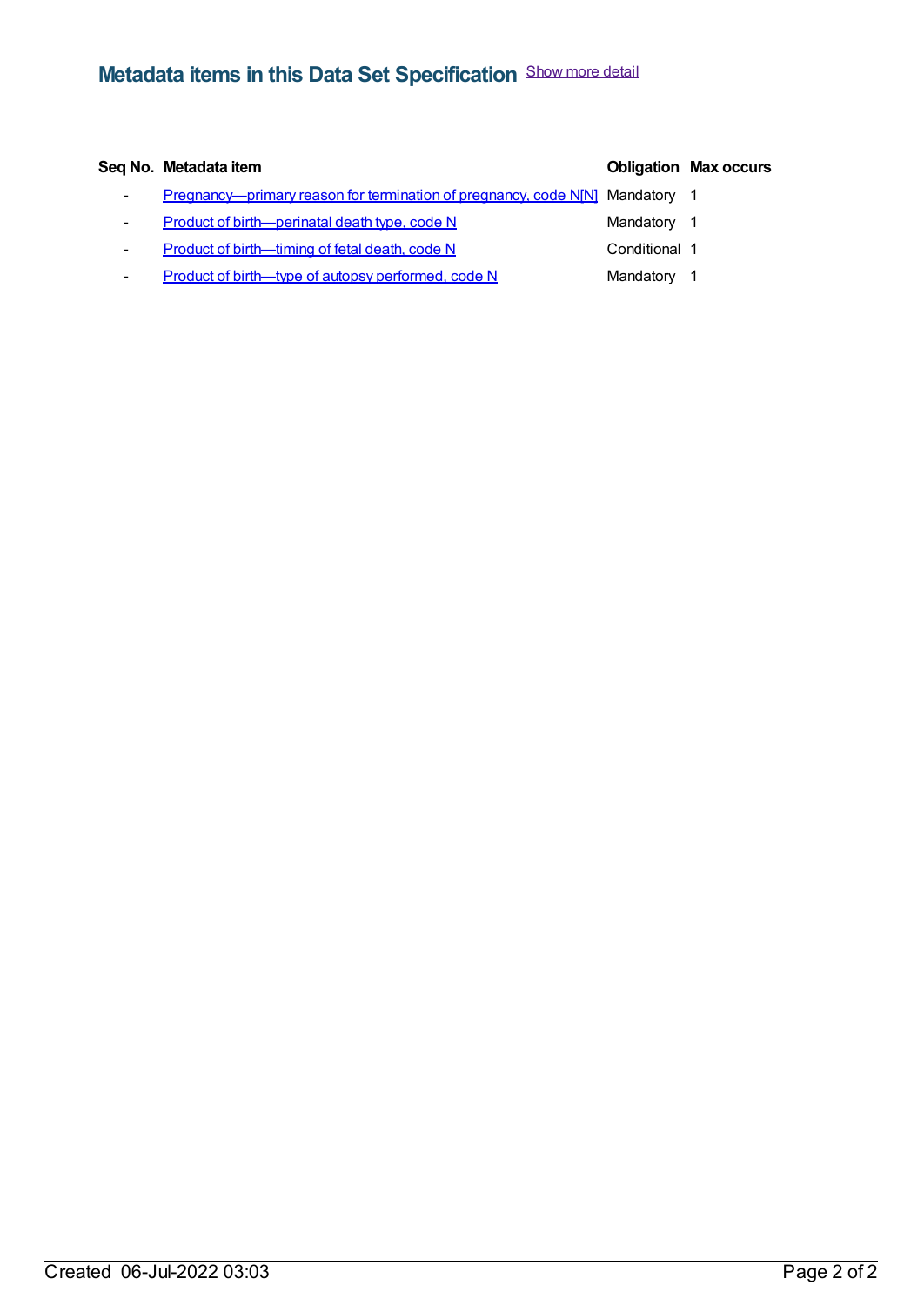## Metadata items in this Data Set Specification Show more detail

| Seq No. | Metadata item | Obligation | Max occurs |
| --- | --- | --- | --- |
| - | Pregnancy—primary reason for termination of pregnancy, code N[N] | Mandatory | 1 |
| - | Product of birth—perinatal death type, code N | Mandatory | 1 |
| - | Product of birth—timing of fetal death, code N | Conditional | 1 |
| - | Product of birth—type of autopsy performed, code N | Mandatory | 1 |